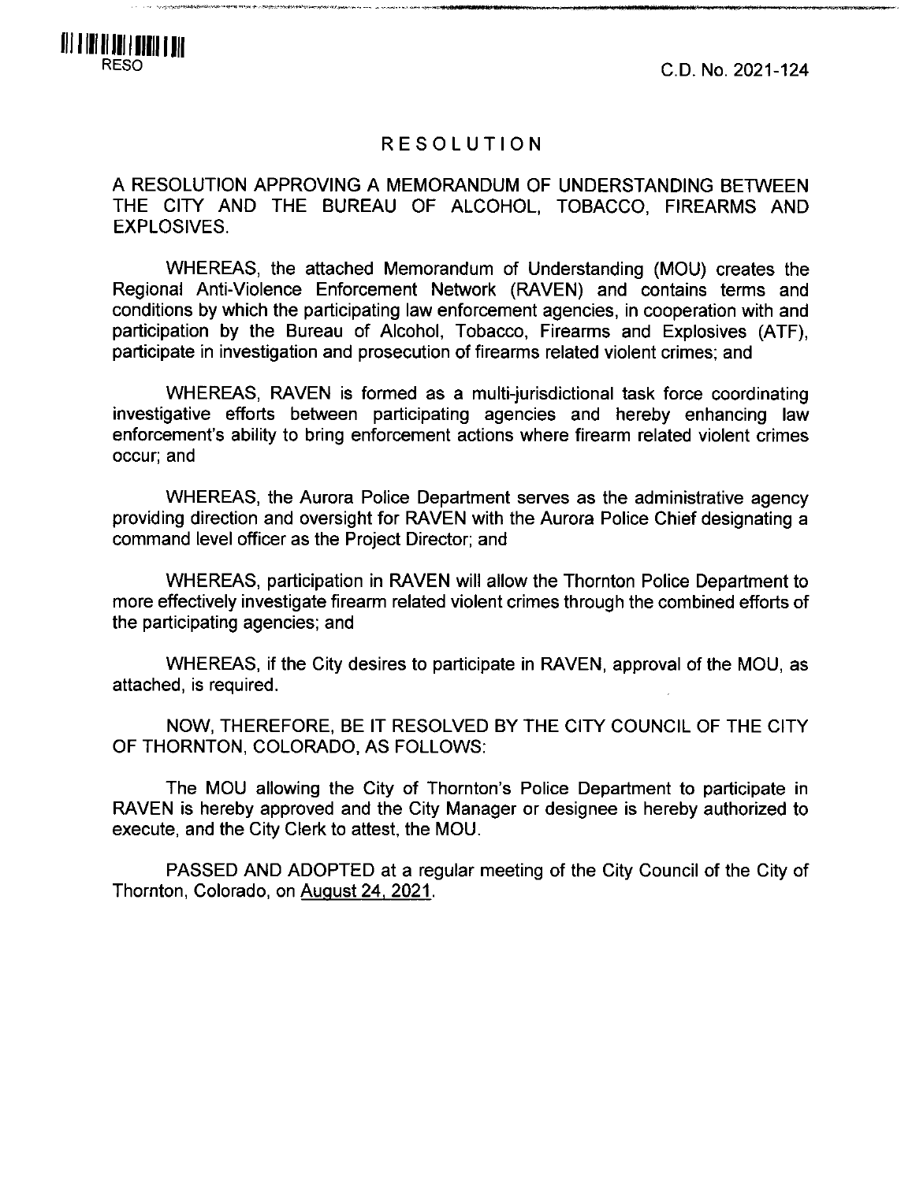RESO

C.D. No. 2021-124

# RESOLUTION

A RESOLUTION APPROVING A MEMORANDUM OF UNDERSTANDING BETWEEN THE CITY AND THE BUREAU OF ALCOHOL, TOBACCO, FIREARMS AND EXPLOSIVES.

WHEREAS, the attached Memorandum of Understanding (MOU) creates the Regional Anti-Violence Enforcement Network (RAVEN) and contains terms and conditions by which the participating law enforcement agencies, in cooperation with and participation by the Bureau of Alcohol, Tobacco, Firearms and Explosives (ATF), participate in investigation and prosecution of firearms related violent crimes; and

WHEREAS, RAVEN is formed as a multi-jurisdictional task force coordinating investigative efforts between participating agencies and hereby enhancing law enforcement's ability to bring enforcement actions where firearm related violent crimes occur; and

WHEREAS, the Aurora Police Department serves as the administrative agency providing direction and oversight for RAVEN with the Aurora Police Chief designating a command level officer as the Project Director; and

WHEREAS, participation in RAVEN will allow the Thornton Police Department to more effectively investigate firearm related violent crimes through the combined efforts of the participating agencies; and

WHEREAS, if the City desires to participate in RAVEN, approval of the MOU, as attached, is required.

NOW, THEREFORE, BE IT RESOLVED BY THE CITY COUNCIL OF THE CITY OF THORNTON, COLORADO, AS FOLLOWS:

The MOU allowing the City of Thornton's Police Department to participate in RAVEN is hereby approved and the City Manager or designee is hereby authorized to execute, and the City Clerk to attest, the MOU.

PASSED AND ADOPTED at a regular meeting of the City Council of the City of Thornton, Colorado, on August 24, 2021.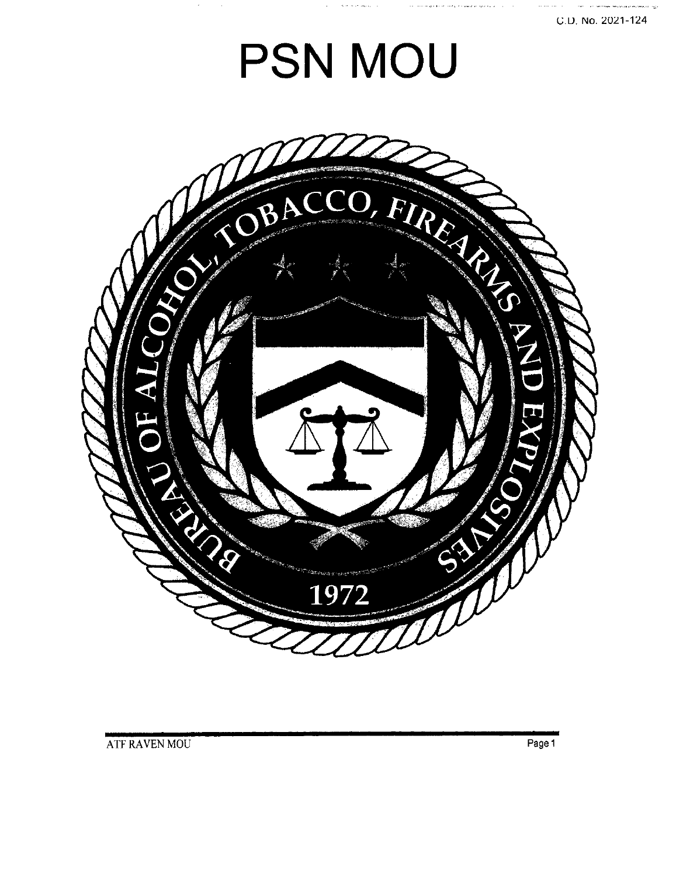C.D. No. 2021-124

# PSN MOU

BUREAU OF ALCOHOL, TOBACCO, FIREARMS AND EXPLOSIVES

1972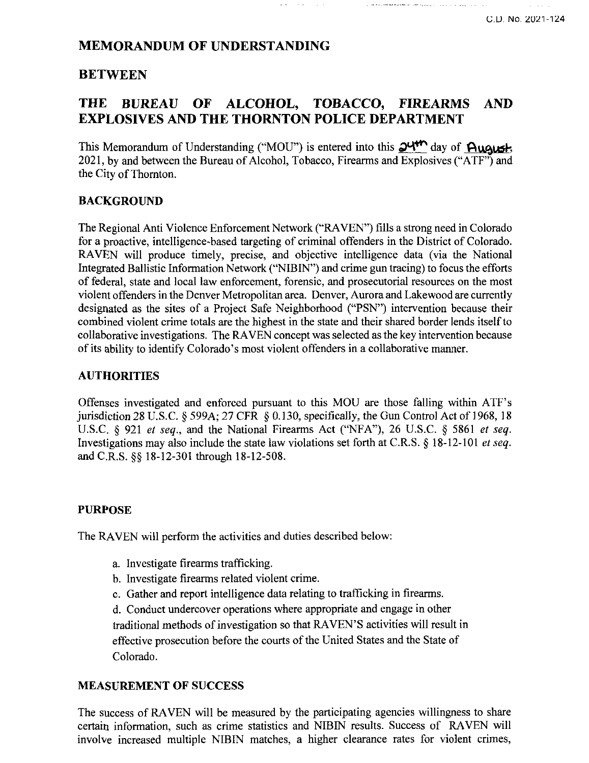# MEMORANDUM OF UNDERSTANDING

## BETWEEN

## THE BUREAU OF ALCOHOL, TOBACCO, FIREARMS AND EXPLOSIVES AND THE THORNTON POLICE DEPARTMENT

This Memorandum of Understanding ("MOU") is entered into this 24th day of August, 2021, by and between the Bureau of Alcohol, Tobacco, Firearms and Explosives ("ATF") and the City of Thornton.

### BACKGROUND

The Regional Anti Violence Enforcement Network ("RAVEN") fills a strong need in Colorado for a proactive, intelligence-based targeting of criminal offenders in the District of Colorado. RAVEN will produce timely, precise, and objective intelligence data (via the National Integrated Ballistic Information Network ("NIBIN") and crime gun tracing) to focus the efforts of federal, state and local law enforcement, forensic, and prosecutorial resources on the most violent offenders in the Denver Metropolitan area. Denver, Aurora and Lakewood are currently designated as the sites of a Project Safe Neighborhood ("PSN") intervention because their combined violent crime totals are the highest in the state and their shared border lends itself to collaborative investigations. The RAVEN concept was selected as the key intervention because of its ability to identify Colorado's most violent offenders in a collaborative manner.

### AUTHORITIES

Offenses investigated and enforced pursuant to this MOU are those falling within ATF's jurisdiction 28 U.S.C. § 599A; 27 CFR § 0.130, specifically, the Gun Control Act of 1968, 18 U.S.C. § 921 *et seq.*, and the National Firearms Act ("NFA"), 26 U.S.C. § 5861 *et seq.* Investigations may also include the state law violations set forth at C.R.S. § 18-12-101 *et seq.* and C.R.S. §§ 18-12-301 through 18-12-508.

### PURPOSE

The RAVEN will perform the activities and duties described below:

a. Investigate firearms trafficking.

b. Investigate firearms related violent crime.

c. Gather and report intelligence data relating to trafficking in firearms.

d. Conduct undercover operations where appropriate and engage in other traditional methods of investigation so that RAVEN'S activities will result in effective prosecution before the courts of the United States and the State of Colorado.

### MEASUREMENT OF SUCCESS

The success of RAVEN will be measured by the participating agencies willingness to share certain information, such as crime statistics and NIBIN results. Success of RAVEN will involve increased multiple NIBIN matches, a higher clearance rates for violent crimes,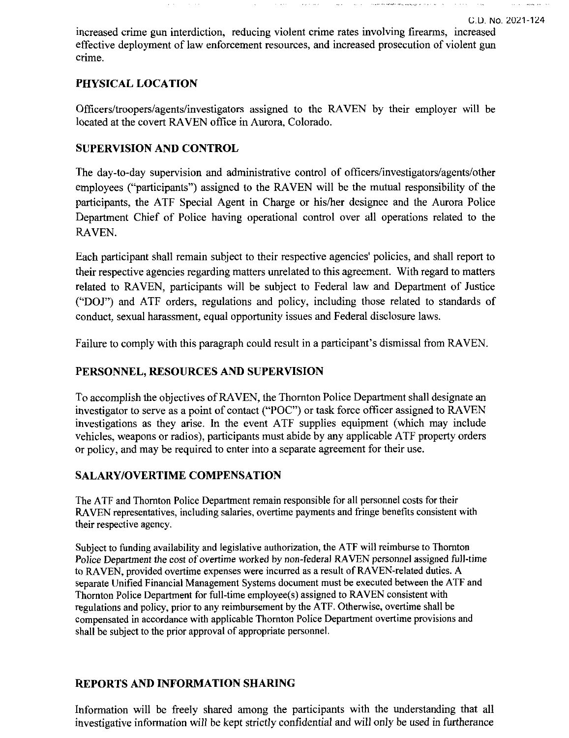increased crime gun interdiction, reducing violent crime rates involving firearms, increased effective deployment of law enforcement resources, and increased prosecution of violent gun crime.

## PHYSICAL LOCATION

Officers/troopers/agents/investigators assigned to the RAVEN by their employer will be located at the covert RAVEN office in Aurora, Colorado.

## SUPERVISION AND CONTROL

The day-to-day supervision and administrative control of officers/investigators/agents/other employees ("participants") assigned to the RAVEN will be the mutual responsibility of the participants, the ATF Special Agent in Charge or his/her designee and the Aurora Police Department Chief of Police having operational control over all operations related to the RAVEN.

Each participant shall remain subject to their respective agencies' policies, and shall report to their respective agencies regarding matters unrelated to this agreement. With regard to matters related to RAVEN, participants will be subject to Federal law and Department of Justice ("DOJ") and ATF orders, regulations and policy, including those related to standards of conduct, sexual harassment, equal opportunity issues and Federal disclosure laws.

Failure to comply with this paragraph could result in a participant's dismissal from RAVEN.

## PERSONNEL, RESOURCES AND SUPERVISION

To accomplish the objectives of RAVEN, the Thornton Police Department shall designate an investigator to serve as a point of contact ("POC") or task force officer assigned to RAVEN investigations as they arise. In the event ATF supplies equipment (which may include vehicles, weapons or radios), participants must abide by any applicable ATF property orders or policy, and may be required to enter into a separate agreement for their use.

## SALARY/OVERTIME COMPENSATION

The ATF and Thornton Police Department remain responsible for all personnel costs for their RAVEN representatives, including salaries, overtime payments and fringe benefits consistent with their respective agency.

Subject to funding availability and legislative authorization, the ATF will reimburse to Thornton Police Department the cost of overtime worked by non-federal RAVEN personnel assigned full-time to RAVEN, provided overtime expenses were incurred as a result of RAVEN-related duties. A separate Unified Financial Management Systems document must be executed between the ATF and Thornton Police Department for full-time employee(s) assigned to RAVEN consistent with regulations and policy, prior to any reimbursement by the ATF. Otherwise, overtime shall be compensated in accordance with applicable Thornton Police Department overtime provisions and shall be subject to the prior approval of appropriate personnel.

## REPORTS AND INFORMATION SHARING

Information will be freely shared among the participants with the understanding that all investigative information will be kept strictly confidential and will only be used in furtherance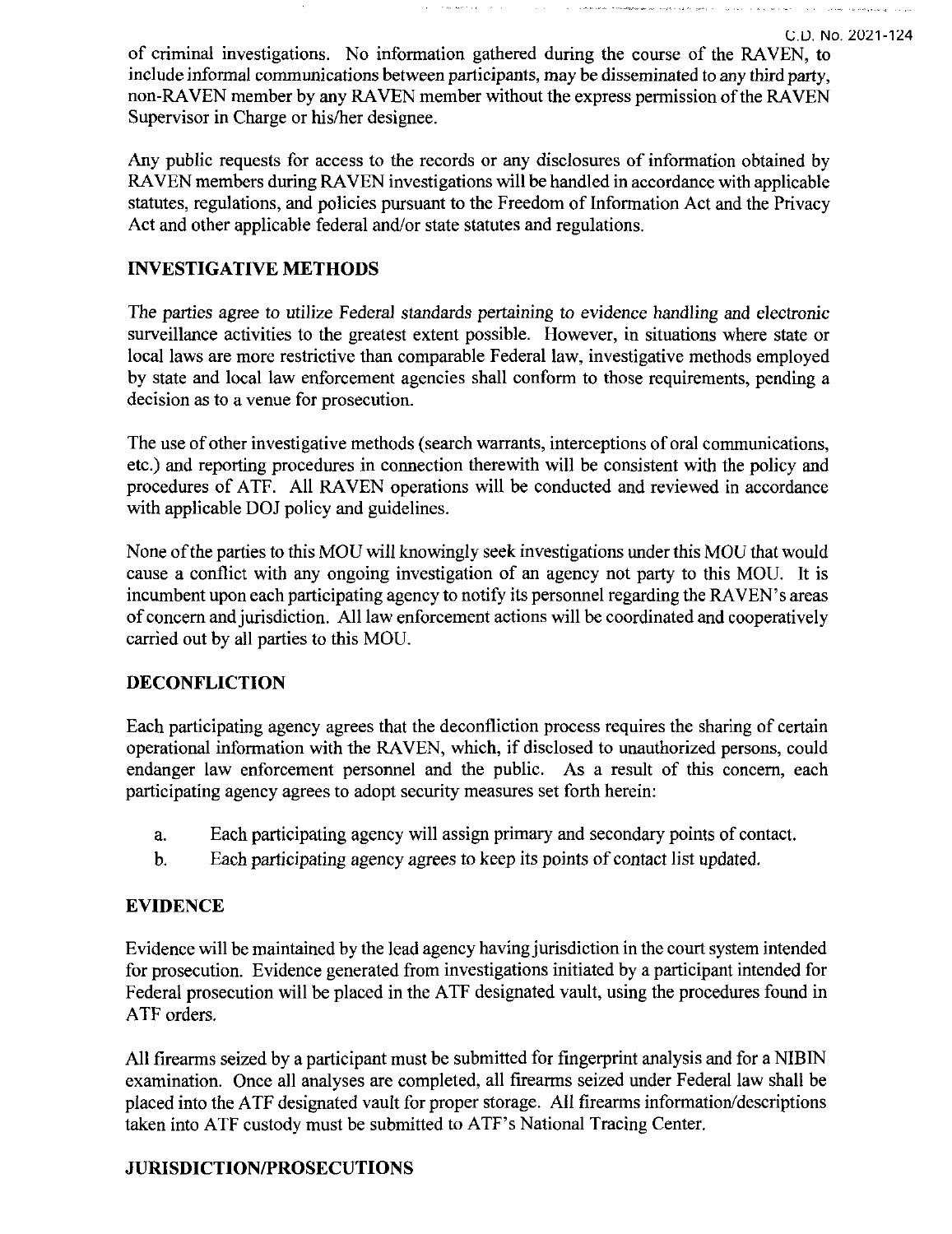of criminal investigations. No information gathered during the course of the RAVEN, to include informal communications between participants, may be disseminated to any third party, non-RAVEN member by any RAVEN member without the express permission of the RAVEN Supervisor in Charge or his/her designee.

Any public requests for access to the records or any disclosures of information obtained by RAVEN members during RAVEN investigations will be handled in accordance with applicable statutes, regulations, and policies pursuant to the Freedom of Information Act and the Privacy Act and other applicable federal and/or state statutes and regulations.

## INVESTIGATIVE METHODS

The parties agree to utilize Federal standards pertaining to evidence handling and electronic surveillance activities to the greatest extent possible. However, in situations where state or local laws are more restrictive than comparable Federal law, investigative methods employed by state and local law enforcement agencies shall conform to those requirements, pending a decision as to a venue for prosecution.

The use of other investigative methods (search warrants, interceptions of oral communications, etc.) and reporting procedures in connection therewith will be consistent with the policy and procedures of ATF. All RAVEN operations will be conducted and reviewed in accordance with applicable DOJ policy and guidelines.

None of the parties to this MOU will knowingly seek investigations under this MOU that would cause a conflict with any ongoing investigation of an agency not party to this MOU. It is incumbent upon each participating agency to notify its personnel regarding the RAVEN's areas of concern and jurisdiction. All law enforcement actions will be coordinated and cooperatively carried out by all parties to this MOU.

## DECONFLICTION

Each participating agency agrees that the deconfliction process requires the sharing of certain operational information with the RAVEN, which, if disclosed to unauthorized persons, could endanger law enforcement personnel and the public. As a result of this concern, each participating agency agrees to adopt security measures set forth herein:

a. Each participating agency will assign primary and secondary points of contact.

b. Each participating agency agrees to keep its points of contact list updated.

## EVIDENCE

Evidence will be maintained by the lead agency having jurisdiction in the court system intended for prosecution. Evidence generated from investigations initiated by a participant intended for Federal prosecution will be placed in the ATF designated vault, using the procedures found in ATF orders.

All firearms seized by a participant must be submitted for fingerprint analysis and for a NIBIN examination. Once all analyses are completed, all firearms seized under Federal law shall be placed into the ATF designated vault for proper storage. All firearms information/descriptions taken into ATF custody must be submitted to ATF's National Tracing Center.

## JURISDICTION/PROSECUTIONS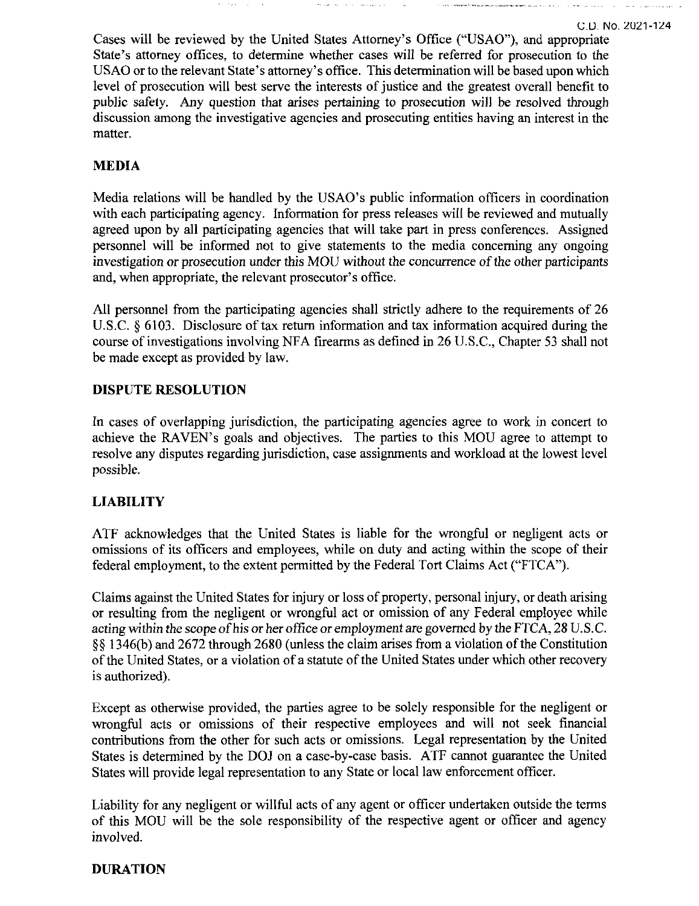Cases will be reviewed by the United States Attorney's Office ("USAO"), and appropriate State's attorney offices, to determine whether cases will be referred for prosecution to the USAO or to the relevant State's attorney's office. This determination will be based upon which level of prosecution will best serve the interests of justice and the greatest overall benefit to public safety. Any question that arises pertaining to prosecution will be resolved through discussion among the investigative agencies and prosecuting entities having an interest in the matter.

## MEDIA

Media relations will be handled by the USAO's public information officers in coordination with each participating agency. Information for press releases will be reviewed and mutually agreed upon by all participating agencies that will take part in press conferences. Assigned personnel will be informed not to give statements to the media concerning any ongoing investigation or prosecution under this MOU without the concurrence of the other participants and, when appropriate, the relevant prosecutor's office.

All personnel from the participating agencies shall strictly adhere to the requirements of 26 U.S.C. § 6103. Disclosure of tax return information and tax information acquired during the course of investigations involving NFA firearms as defined in 26 U.S.C., Chapter 53 shall not be made except as provided by law.

## DISPUTE RESOLUTION

In cases of overlapping jurisdiction, the participating agencies agree to work in concert to achieve the RAVEN's goals and objectives. The parties to this MOU agree to attempt to resolve any disputes regarding jurisdiction, case assignments and workload at the lowest level possible.

## LIABILITY

ATF acknowledges that the United States is liable for the wrongful or negligent acts or omissions of its officers and employees, while on duty and acting within the scope of their federal employment, to the extent permitted by the Federal Tort Claims Act ("FTCA").

Claims against the United States for injury or loss of property, personal injury, or death arising or resulting from the negligent or wrongful act or omission of any Federal employee while *acting within the scope of his or her office or employment* are governed by the FTCA, 28 U.S.C. §§ 1346(b) and 2672 through 2680 (unless the claim arises from a violation of the Constitution of the United States, or a violation of a statute of the United States under which other recovery is authorized).

Except as otherwise provided, the parties agree to be solely responsible for the negligent or wrongful acts or omissions of their respective employees and will not seek financial contributions from the other for such acts or omissions. Legal representation by the United States is determined by the DOJ on a case-by-case basis. ATF cannot guarantee the United States will provide legal representation to any State or local law enforcement officer.

Liability for any negligent or willful acts of any agent or officer undertaken outside the terms of this MOU will be the sole responsibility of the respective agent or officer and agency involved.

## DURATION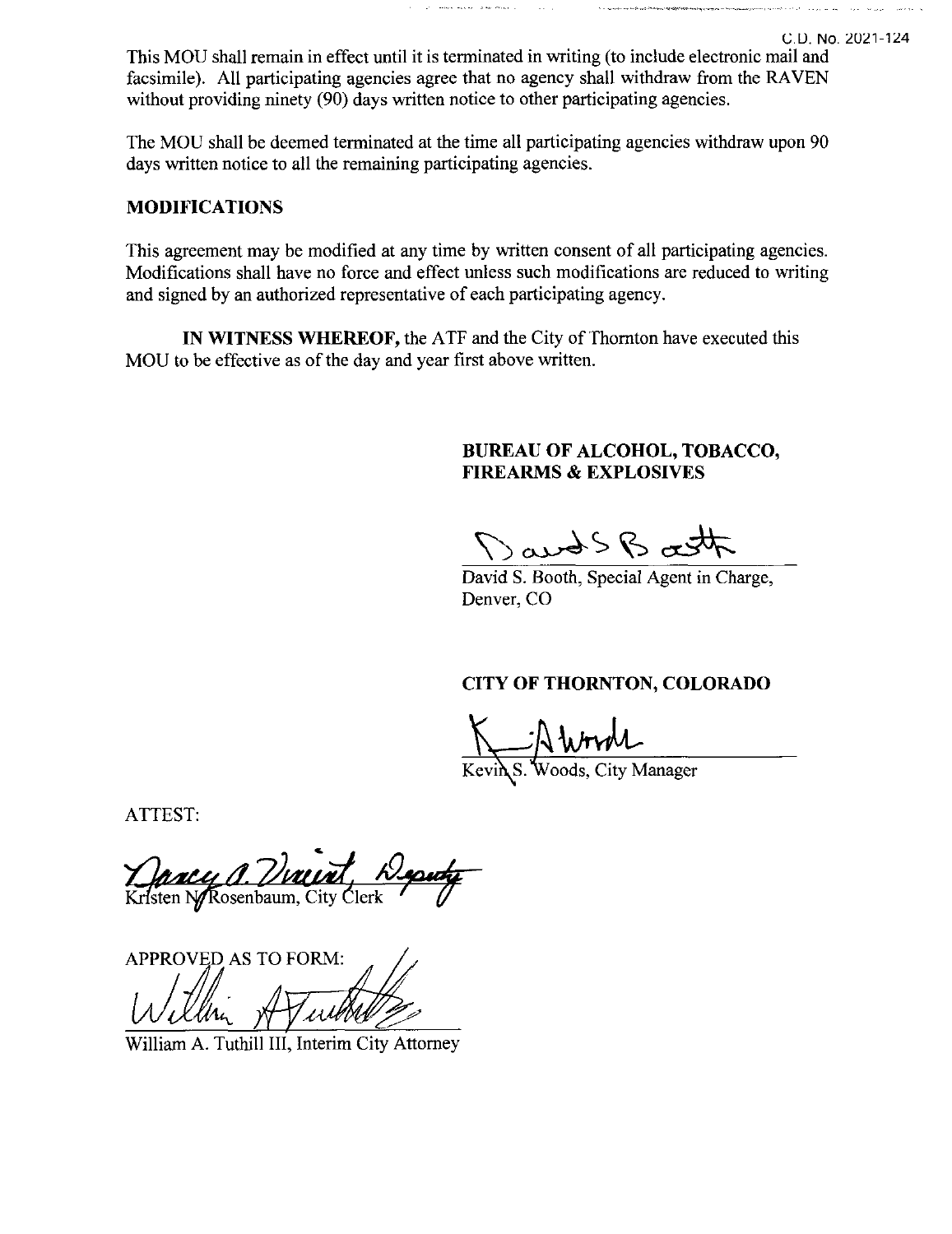C.D. No. 2021-124

This MOU shall remain in effect until it is terminated in writing (to include electronic mail and facsimile). All participating agencies agree that no agency shall withdraw from the RAVEN without providing ninety (90) days written notice to other participating agencies.

The MOU shall be deemed terminated at the time all participating agencies withdraw upon 90 days written notice to all the remaining participating agencies.

## MODIFICATIONS

This agreement may be modified at any time by written consent of all participating agencies. Modifications shall have no force and effect unless such modifications are reduced to writing and signed by an authorized representative of each participating agency.

**IN WITNESS WHEREOF,** the ATF and the City of Thornton have executed this MOU to be effective as of the day and year first above written.

**BUREAU OF ALCOHOL, TOBACCO, FIREARMS & EXPLOSIVES**

David S. Booth, Special Agent in Charge, Denver, CO

**CITY OF THORNTON, COLORADO**

Kevin S. Woods, City Manager

ATTEST:

Nancy A. Vincent, Deputy

Kristen N. Rosenbaum, City Clerk

APPROVED AS TO FORM:

William A. Tuthill III, Interim City Attorney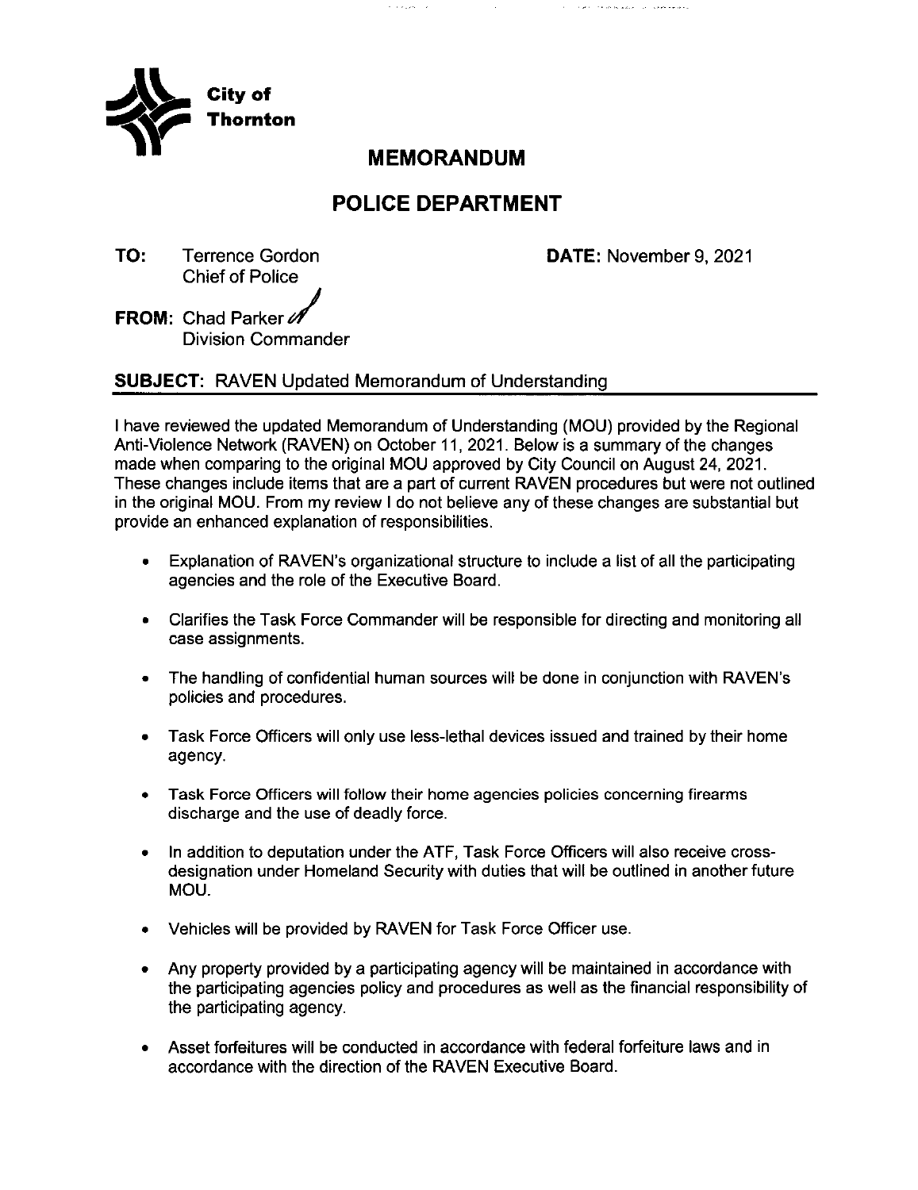City of Thornton

# MEMORANDUM

## POLICE DEPARTMENT

**TO:** Terrence Gordon
Chief of Police

**DATE:** November 9, 2021

**FROM:** Chad Parker
Division Commander

**SUBJECT:** RAVEN Updated Memorandum of Understanding

I have reviewed the updated Memorandum of Understanding (MOU) provided by the Regional Anti-Violence Network (RAVEN) on October 11, 2021. Below is a summary of the changes made when comparing to the original MOU approved by City Council on August 24, 2021. These changes include items that are a part of current RAVEN procedures but were not outlined in the original MOU. From my review I do not believe any of these changes are substantial but provide an enhanced explanation of responsibilities.

- Explanation of RAVEN's organizational structure to include a list of all the participating agencies and the role of the Executive Board.
- Clarifies the Task Force Commander will be responsible for directing and monitoring all case assignments.
- The handling of confidential human sources will be done in conjunction with RAVEN's policies and procedures.
- Task Force Officers will only use less-lethal devices issued and trained by their home agency.
- Task Force Officers will follow their home agencies policies concerning firearms discharge and the use of deadly force.
- In addition to deputation under the ATF, Task Force Officers will also receive cross-designation under Homeland Security with duties that will be outlined in another future MOU.
- Vehicles will be provided by RAVEN for Task Force Officer use.
- Any property provided by a participating agency will be maintained in accordance with the participating agencies policy and procedures as well as the financial responsibility of the participating agency.
- Asset forfeitures will be conducted in accordance with federal forfeiture laws and in accordance with the direction of the RAVEN Executive Board.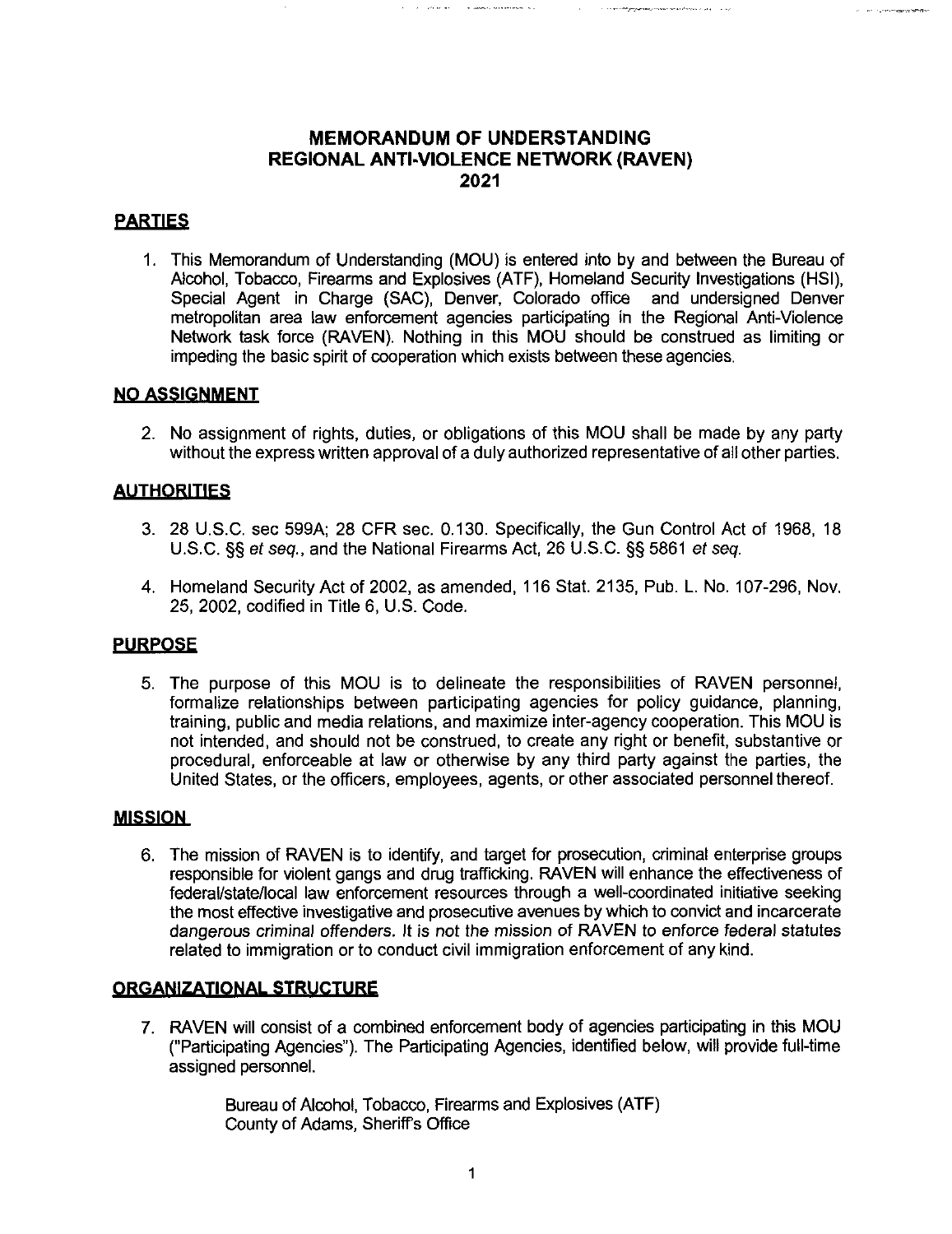# MEMORANDUM OF UNDERSTANDING
# REGIONAL ANTI-VIOLENCE NETWORK (RAVEN)
# 2021

## PARTIES

1. This Memorandum of Understanding (MOU) is entered into by and between the Bureau of Alcohol, Tobacco, Firearms and Explosives (ATF), Homeland Security Investigations (HSI), Special Agent in Charge (SAC), Denver, Colorado office and undersigned Denver metropolitan area law enforcement agencies participating in the Regional Anti-Violence Network task force (RAVEN). Nothing in this MOU should be construed as limiting or impeding the basic spirit of cooperation which exists between these agencies.

## NO ASSIGNMENT

2. No assignment of rights, duties, or obligations of this MOU shall be made by any party without the express written approval of a duly authorized representative of all other parties.

## AUTHORITIES

3. 28 U.S.C. sec 599A; 28 CFR sec. 0.130. Specifically, the Gun Control Act of 1968, 18 U.S.C. §§ *et seq.*, and the National Firearms Act, 26 U.S.C. §§ 5861 *et seq.*

4. Homeland Security Act of 2002, as amended, 116 Stat. 2135, Pub. L. No. 107-296, Nov. 25, 2002, codified in Title 6, U.S. Code.

## PURPOSE

5. The purpose of this MOU is to delineate the responsibilities of RAVEN personnel, formalize relationships between participating agencies for policy guidance, planning, training, public and media relations, and maximize inter-agency cooperation. This MOU is not intended, and should not be construed, to create any right or benefit, substantive or procedural, enforceable at law or otherwise by any third party against the parties, the United States, or the officers, employees, agents, or other associated personnel thereof.

## MISSION

6. The mission of RAVEN is to identify, and target for prosecution, criminal enterprise groups responsible for violent gangs and drug trafficking. RAVEN will enhance the effectiveness of federal/state/local law enforcement resources through a well-coordinated initiative seeking the most effective investigative and prosecutive avenues by which to convict and incarcerate *dangerous criminal offenders. It is not the mission of RAVEN to enforce federal statutes related to immigration or to conduct civil immigration enforcement of any kind.*

## ORGANIZATIONAL STRUCTURE

7. RAVEN will consist of a combined enforcement body of agencies participating in this MOU ("Participating Agencies"). The Participating Agencies, identified below, will provide full-time assigned personnel.

   Bureau of Alcohol, Tobacco, Firearms and Explosives (ATF)
   County of Adams, Sheriff's Office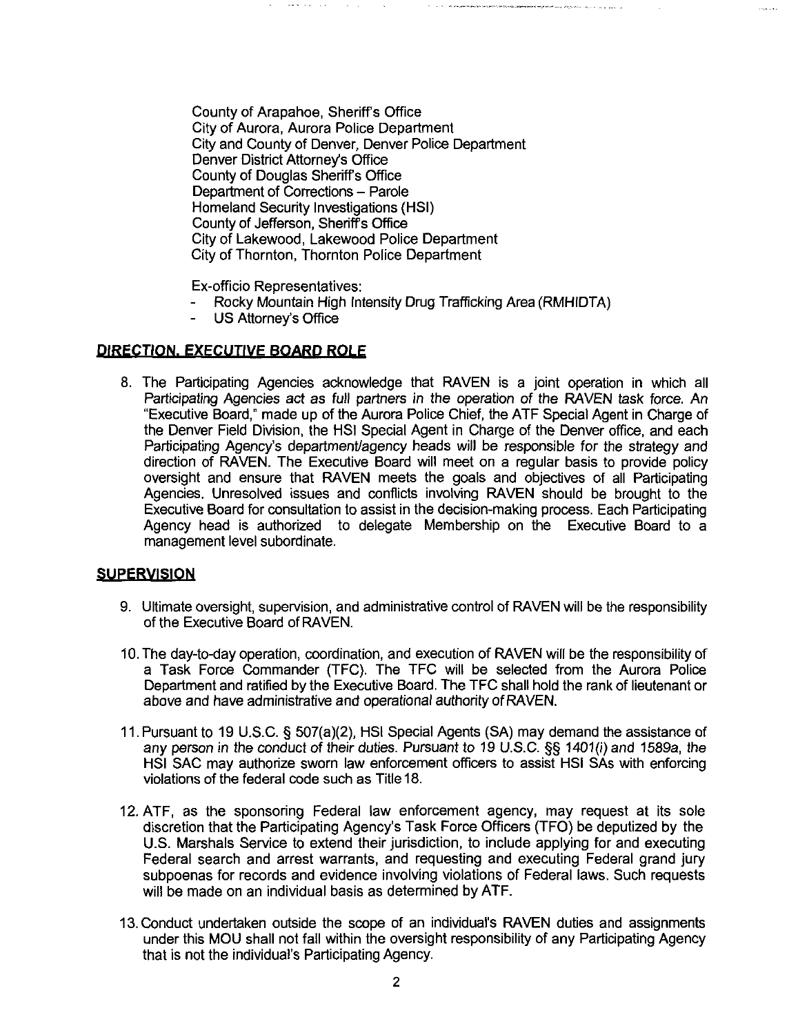County of Arapahoe, Sheriff's Office
City of Aurora, Aurora Police Department
City and County of Denver, Denver Police Department
Denver District Attorney's Office
County of Douglas Sheriff's Office
Department of Corrections – Parole
Homeland Security Investigations (HSI)
County of Jefferson, Sheriff's Office
City of Lakewood, Lakewood Police Department
City of Thornton, Thornton Police Department

Ex-officio Representatives:

- Rocky Mountain High Intensity Drug Trafficking Area (RMHIDTA)
- US Attorney's Office

## DIRECTION, EXECUTIVE BOARD ROLE

8. The Participating Agencies acknowledge that RAVEN is a joint operation in which all Participating Agencies act as full partners in the operation of the RAVEN task force. An "Executive Board," made up of the Aurora Police Chief, the ATF Special Agent in Charge of the Denver Field Division, the HSI Special Agent in Charge of the Denver office, and each Participating Agency's department/agency heads will be responsible for the strategy and direction of RAVEN. The Executive Board will meet on a regular basis to provide policy oversight and ensure that RAVEN meets the goals and objectives of all Participating Agencies. Unresolved issues and conflicts involving RAVEN should be brought to the Executive Board for consultation to assist in the decision-making process. Each Participating Agency head is authorized to delegate Membership on the Executive Board to a management level subordinate.

## SUPERVISION

9. Ultimate oversight, supervision, and administrative control of RAVEN will be the responsibility of the Executive Board of RAVEN.

10. The day-to-day operation, coordination, and execution of RAVEN will be the responsibility of a Task Force Commander (TFC). The TFC will be selected from the Aurora Police Department and ratified by the Executive Board. The TFC shall hold the rank of lieutenant or above and have administrative and operational authority of RAVEN.

11. Pursuant to 19 U.S.C. § 507(a)(2), HSI Special Agents (SA) may demand the assistance of any person in the conduct of their duties. Pursuant to 19 U.S.C. §§ 1401(i) and 1589a, the HSI SAC may authorize sworn law enforcement officers to assist HSI SAs with enforcing violations of the federal code such as Title 18.

12. ATF, as the sponsoring Federal law enforcement agency, may request at its sole discretion that the Participating Agency's Task Force Officers (TFO) be deputized by the U.S. Marshals Service to extend their jurisdiction, to include applying for and executing Federal search and arrest warrants, and requesting and executing Federal grand jury subpoenas for records and evidence involving violations of Federal laws. Such requests will be made on an individual basis as determined by ATF.

13. Conduct undertaken outside the scope of an individual's RAVEN duties and assignments under this MOU shall not fall within the oversight responsibility of any Participating Agency that is not the individual's Participating Agency.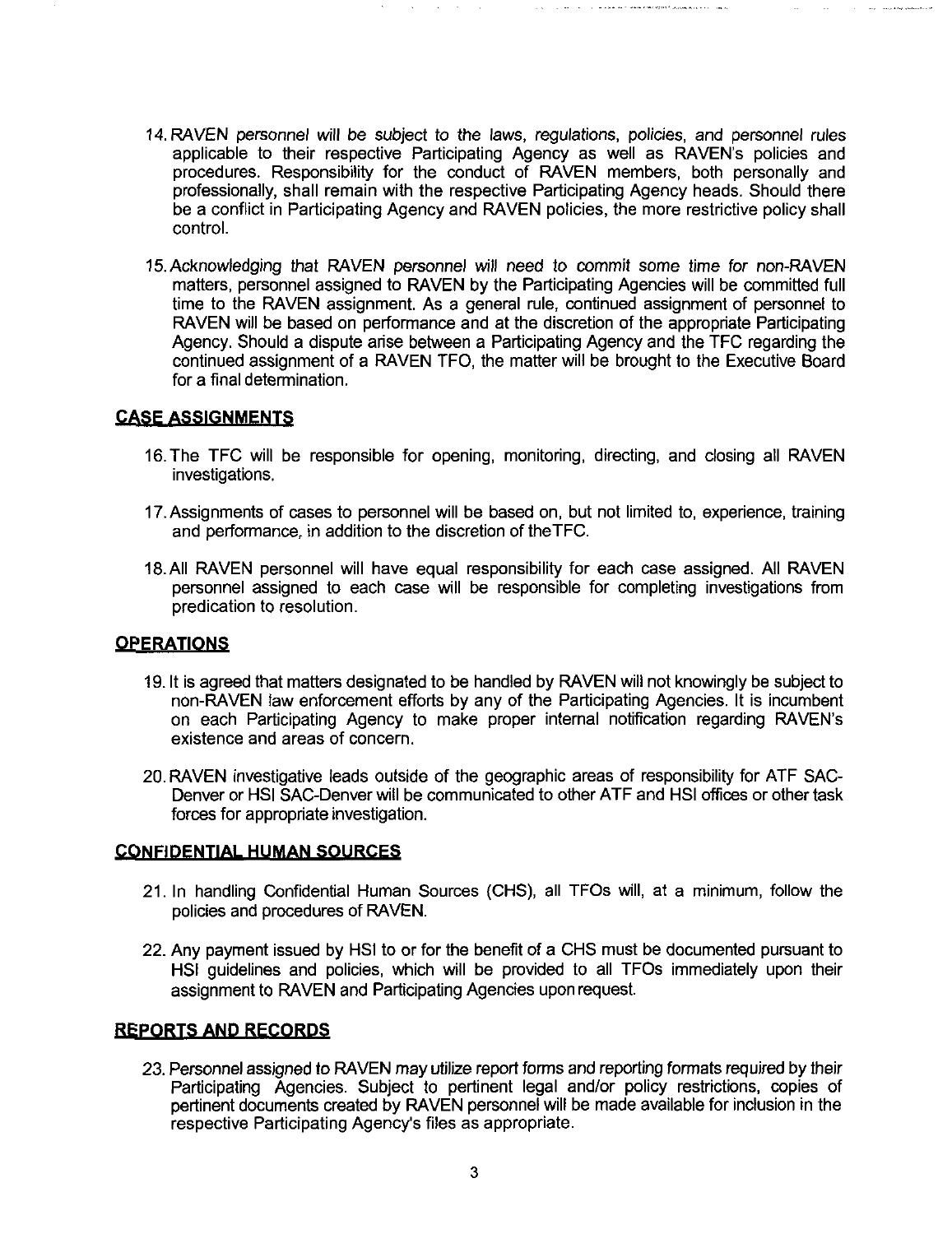14. RAVEN personnel will be subject to the laws, regulations, policies, and personnel rules applicable to their respective Participating Agency as well as RAVEN's policies and procedures. Responsibility for the conduct of RAVEN members, both personally and professionally, shall remain with the respective Participating Agency heads. Should there be a conflict in Participating Agency and RAVEN policies, the more restrictive policy shall control.

15. Acknowledging that RAVEN personnel will need to commit some time for non-RAVEN matters, personnel assigned to RAVEN by the Participating Agencies will be committed full time to the RAVEN assignment. As a general rule, continued assignment of personnel to RAVEN will be based on performance and at the discretion of the appropriate Participating Agency. Should a dispute arise between a Participating Agency and the TFC regarding the continued assignment of a RAVEN TFO, the matter will be brought to the Executive Board for a final determination.

## CASE ASSIGNMENTS

16. The TFC will be responsible for opening, monitoring, directing, and closing all RAVEN investigations.

17. Assignments of cases to personnel will be based on, but not limited to, experience, training and performance, in addition to the discretion of theTFC.

18. All RAVEN personnel will have equal responsibility for each case assigned. All RAVEN personnel assigned to each case will be responsible for completing investigations from predication to resolution.

## OPERATIONS

19. It is agreed that matters designated to be handled by RAVEN will not knowingly be subject to non-RAVEN law enforcement efforts by any of the Participating Agencies. It is incumbent on each Participating Agency to make proper internal notification regarding RAVEN's existence and areas of concern.

20. RAVEN investigative leads outside of the geographic areas of responsibility for ATF SAC-Denver or HSI SAC-Denver will be communicated to other ATF and HSI offices or other task forces for appropriate investigation.

## CONFIDENTIAL HUMAN SOURCES

21. In handling Confidential Human Sources (CHS), all TFOs will, at a minimum, follow the policies and procedures of RAVEN.

22. Any payment issued by HSI to or for the benefit of a CHS must be documented pursuant to HSI guidelines and policies, which will be provided to all TFOs immediately upon their assignment to RAVEN and Participating Agencies upon request.

## REPORTS AND RECORDS

23. Personnel assigned to RAVEN may utilize report forms and reporting formats required by their Participating Agencies. Subject to pertinent legal and/or policy restrictions, copies of pertinent documents created by RAVEN personnel will be made available for inclusion in the respective Participating Agency's files as appropriate.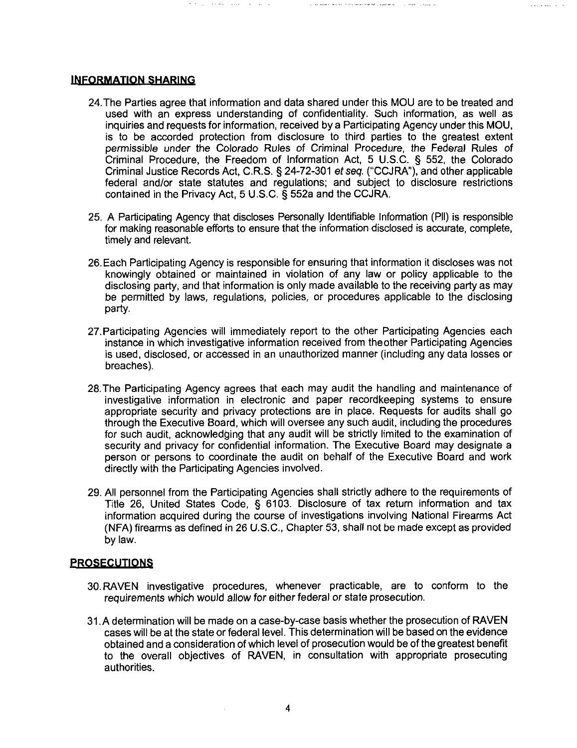## INFORMATION SHARING

24. The Parties agree that information and data shared under this MOU are to be treated and used with an express understanding of confidentiality. Such information, as well as inquiries and requests for information, received by a Participating Agency under this MOU, is to be accorded protection from disclosure to third parties to the greatest extent *permissible under the Colorado Rules of Criminal Procedure, the Federal Rules of* Criminal Procedure, the Freedom of Information Act, 5 U.S.C. § 552, the Colorado Criminal Justice Records Act, C.R.S. § 24-72-301 *et seq.* ("CCJRA"), and other applicable federal and/or state statutes and regulations; and subject to disclosure restrictions contained in the Privacy Act, 5 U.S.C. § 552a and the CCJRA.

25. A Participating Agency that discloses Personally Identifiable Information (PII) is responsible for making reasonable efforts to ensure that the information disclosed is accurate, complete, timely and relevant.

26. Each Participating Agency is responsible for ensuring that information it discloses was not knowingly obtained or maintained in violation of any law or policy applicable to the disclosing party, and that information is only made available to the receiving party as may be permitted by laws, regulations, policies, or procedures applicable to the disclosing party.

27. Participating Agencies will immediately report to the other Participating Agencies each instance in which investigative information received from theother Participating Agencies is used, disclosed, or accessed in an unauthorized manner (including any data losses or breaches).

28. The Participating Agency agrees that each may audit the handling and maintenance of investigative information in electronic and paper recordkeeping systems to ensure appropriate security and privacy protections are in place. Requests for audits shall go through the Executive Board, which will oversee any such audit, including the procedures for such audit, acknowledging that any audit will be strictly limited to the examination of security and privacy for confidential information. The Executive Board may designate a person or persons to coordinate the audit on behalf of the Executive Board and work directly with the Participating Agencies involved.

29. All personnel from the Participating Agencies shall strictly adhere to the requirements of Title 26, United States Code, § 6103. Disclosure of tax return information and tax information acquired during the course of investigations involving National Firearms Act (NFA) firearms as defined in 26 U.S.C., Chapter 53, shall not be made except as provided by law.

## PROSECUTIONS

30. RAVEN investigative procedures, whenever practicable, are to conform to the *requirements which would allow for either federal or state prosecution.*

31. A determination will be made on a case-by-case basis whether the prosecution of RAVEN cases will be at the state or federal level. This determination will be based on the evidence obtained and a consideration of which level of prosecution would be of the greatest benefit to the overall objectives of RAVEN, in consultation with appropriate prosecuting authorities.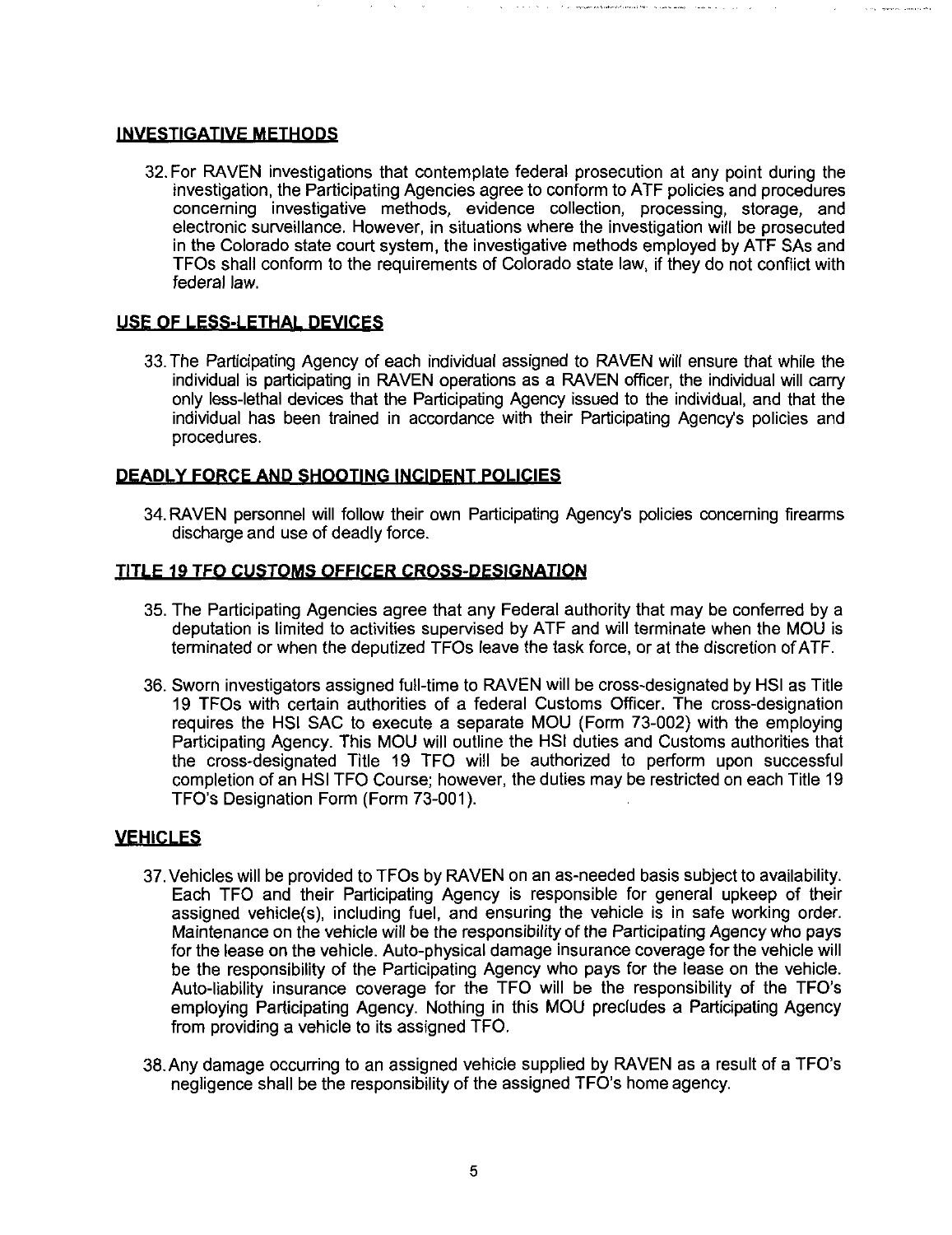## INVESTIGATIVE METHODS

32. For RAVEN investigations that contemplate federal prosecution at any point during the investigation, the Participating Agencies agree to conform to ATF policies and procedures concerning investigative methods, evidence collection, processing, storage, and electronic surveillance. However, in situations where the investigation will be prosecuted in the Colorado state court system, the investigative methods employed by ATF SAs and TFOs shall conform to the requirements of Colorado state law, if they do not conflict with federal law.

## USE OF LESS-LETHAL DEVICES

33. The Participating Agency of each individual assigned to RAVEN will ensure that while the individual is participating in RAVEN operations as a RAVEN officer, the individual will carry only less-lethal devices that the Participating Agency issued to the individual, and that the individual has been trained in accordance with their Participating Agency's policies and procedures.

## DEADLY FORCE AND SHOOTING INCIDENT POLICIES

34. RAVEN personnel will follow their own Participating Agency's policies concerning firearms discharge and use of deadly force.

## TITLE 19 TFO CUSTOMS OFFICER CROSS-DESIGNATION

35. The Participating Agencies agree that any Federal authority that may be conferred by a deputation is limited to activities supervised by ATF and will terminate when the MOU is terminated or when the deputized TFOs leave the task force, or at the discretion of ATF.

36. Sworn investigators assigned full-time to RAVEN will be cross-designated by HSI as Title 19 TFOs with certain authorities of a federal Customs Officer. The cross-designation requires the HSI SAC to execute a separate MOU (Form 73-002) with the employing Participating Agency. This MOU will outline the HSI duties and Customs authorities that the cross-designated Title 19 TFO will be authorized to perform upon successful completion of an HSI TFO Course; however, the duties may be restricted on each Title 19 TFO's Designation Form (Form 73-001).

## VEHICLES

37. Vehicles will be provided to TFOs by RAVEN on an as-needed basis subject to availability. Each TFO and their Participating Agency is responsible for general upkeep of their assigned vehicle(s), including fuel, and ensuring the vehicle is in safe working order. Maintenance on the vehicle will be the responsibility of the Participating Agency who pays for the lease on the vehicle. Auto-physical damage insurance coverage for the vehicle will be the responsibility of the Participating Agency who pays for the lease on the vehicle. Auto-liability insurance coverage for the TFO will be the responsibility of the TFO's employing Participating Agency. Nothing in this MOU precludes a Participating Agency from providing a vehicle to its assigned TFO.

38. Any damage occurring to an assigned vehicle supplied by RAVEN as a result of a TFO's negligence shall be the responsibility of the assigned TFO's home agency.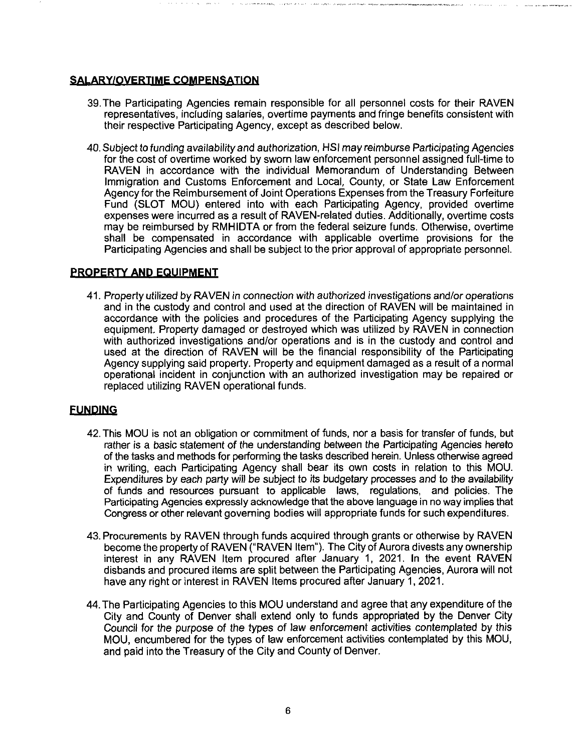## SALARY/OVERTIME COMPENSATION

39. The Participating Agencies remain responsible for all personnel costs for their RAVEN representatives, including salaries, overtime payments and fringe benefits consistent with their respective Participating Agency, except as described below.

40. Subject to funding availability and authorization, HSI may reimburse Participating Agencies for the cost of overtime worked by sworn law enforcement personnel assigned full-time to RAVEN in accordance with the individual Memorandum of Understanding Between Immigration and Customs Enforcement and Local, County, or State Law Enforcement Agency for the Reimbursement of Joint Operations Expenses from the Treasury Forfeiture Fund (SLOT MOU) entered into with each Participating Agency, provided overtime expenses were incurred as a result of RAVEN-related duties. Additionally, overtime costs may be reimbursed by RMHIDTA or from the federal seizure funds. Otherwise, overtime shall be compensated in accordance with applicable overtime provisions for the Participating Agencies and shall be subject to the prior approval of appropriate personnel.

## PROPERTY AND EQUIPMENT

41. Property utilized by RAVEN in connection with authorized investigations and/or operations and in the custody and control and used at the direction of RAVEN will be maintained in accordance with the policies and procedures of the Participating Agency supplying the equipment. Property damaged or destroyed which was utilized by RAVEN in connection with authorized investigations and/or operations and is in the custody and control and used at the direction of RAVEN will be the financial responsibility of the Participating Agency supplying said property. Property and equipment damaged as a result of a normal operational incident in conjunction with an authorized investigation may be repaired or replaced utilizing RAVEN operational funds.

## FUNDING

42. This MOU is not an obligation or commitment of funds, nor a basis for transfer of funds, but rather is a basic statement of the understanding between the Participating Agencies hereto of the tasks and methods for performing the tasks described herein. Unless otherwise agreed in writing, each Participating Agency shall bear its own costs in relation to this MOU. Expenditures by each party will be subject to its budgetary processes and to the availability of funds and resources pursuant to applicable laws, regulations, and policies. The Participating Agencies expressly acknowledge that the above language in no way implies that Congress or other relevant governing bodies will appropriate funds for such expenditures.

43. Procurements by RAVEN through funds acquired through grants or otherwise by RAVEN become the property of RAVEN ("RAVEN Item"). The City of Aurora divests any ownership interest in any RAVEN Item procured after January 1, 2021. In the event RAVEN disbands and procured items are split between the Participating Agencies, Aurora will not have any right or interest in RAVEN Items procured after January 1, 2021.

44. The Participating Agencies to this MOU understand and agree that any expenditure of the City and County of Denver shall extend only to funds appropriated by the Denver City Council for the purpose of the types of law enforcement activities contemplated by this MOU, encumbered for the types of law enforcement activities contemplated by this MOU, and paid into the Treasury of the City and County of Denver.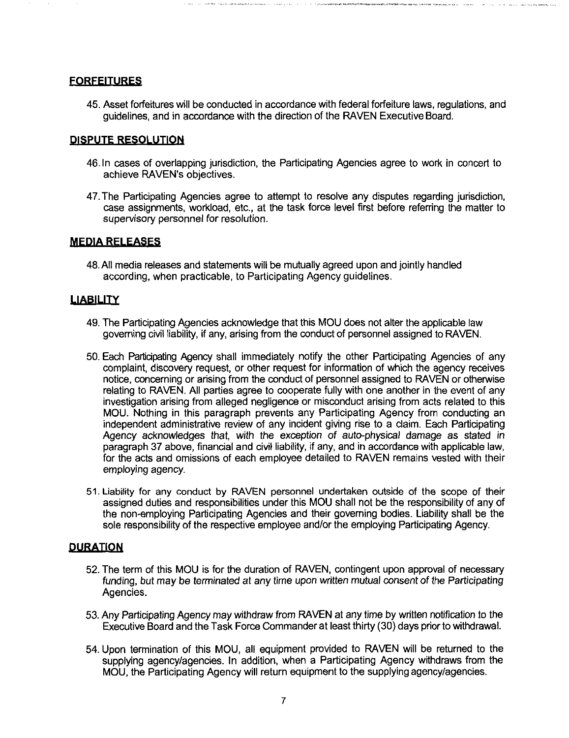## FORFEITURES

45. Asset forfeitures will be conducted in accordance with federal forfeiture laws, regulations, and guidelines, and in accordance with the direction of the RAVEN Executive Board.

## DISPUTE RESOLUTION

46. In cases of overlapping jurisdiction, the Participating Agencies agree to work in concert to achieve RAVEN's objectives.

47. The Participating Agencies agree to attempt to resolve any disputes regarding jurisdiction, case assignments, workload, etc., at the task force level first before referring the matter to supervisory personnel for resolution.

## MEDIA RELEASES

48. All media releases and statements will be mutually agreed upon and jointly handled according, when practicable, to Participating Agency guidelines.

## LIABILITY

49. The Participating Agencies acknowledge that this MOU does not alter the applicable law governing civil liability, if any, arising from the conduct of personnel assigned to RAVEN.

50. Each Participating Agency shall immediately notify the other Participating Agencies of any complaint, discovery request, or other request for information of which the agency receives notice, concerning or arising from the conduct of personnel assigned to RAVEN or otherwise relating to RAVEN. All parties agree to cooperate fully with one another in the event of any investigation arising from alleged negligence or misconduct arising from acts related to this MOU. Nothing in this paragraph prevents any Participating Agency from conducting an independent administrative review of any incident giving rise to a claim. Each Participating Agency acknowledges that, with the exception of auto-physical damage as stated in paragraph 37 above, financial and civil liability, if any, and in accordance with applicable law, for the acts and omissions of each employee detailed to RAVEN remains vested with their employing agency.

51. Liability for any conduct by RAVEN personnel undertaken outside of the scope of their assigned duties and responsibilities under this MOU shall not be the responsibility of any of the non-employing Participating Agencies and their governing bodies. Liability shall be the sole responsibility of the respective employee and/or the employing Participating Agency.

## DURATION

52. The term of this MOU is for the duration of RAVEN, contingent upon approval of necessary funding, but may be terminated at any time upon written mutual consent of the Participating Agencies.

53. Any Participating Agency may withdraw from RAVEN at any time by written notification to the Executive Board and the Task Force Commander at least thirty (30) days prior to withdrawal.

54. Upon termination of this MOU, all equipment provided to RAVEN will be returned to the supplying agency/agencies. In addition, when a Participating Agency withdraws from the MOU, the Participating Agency will return equipment to the supplying agency/agencies.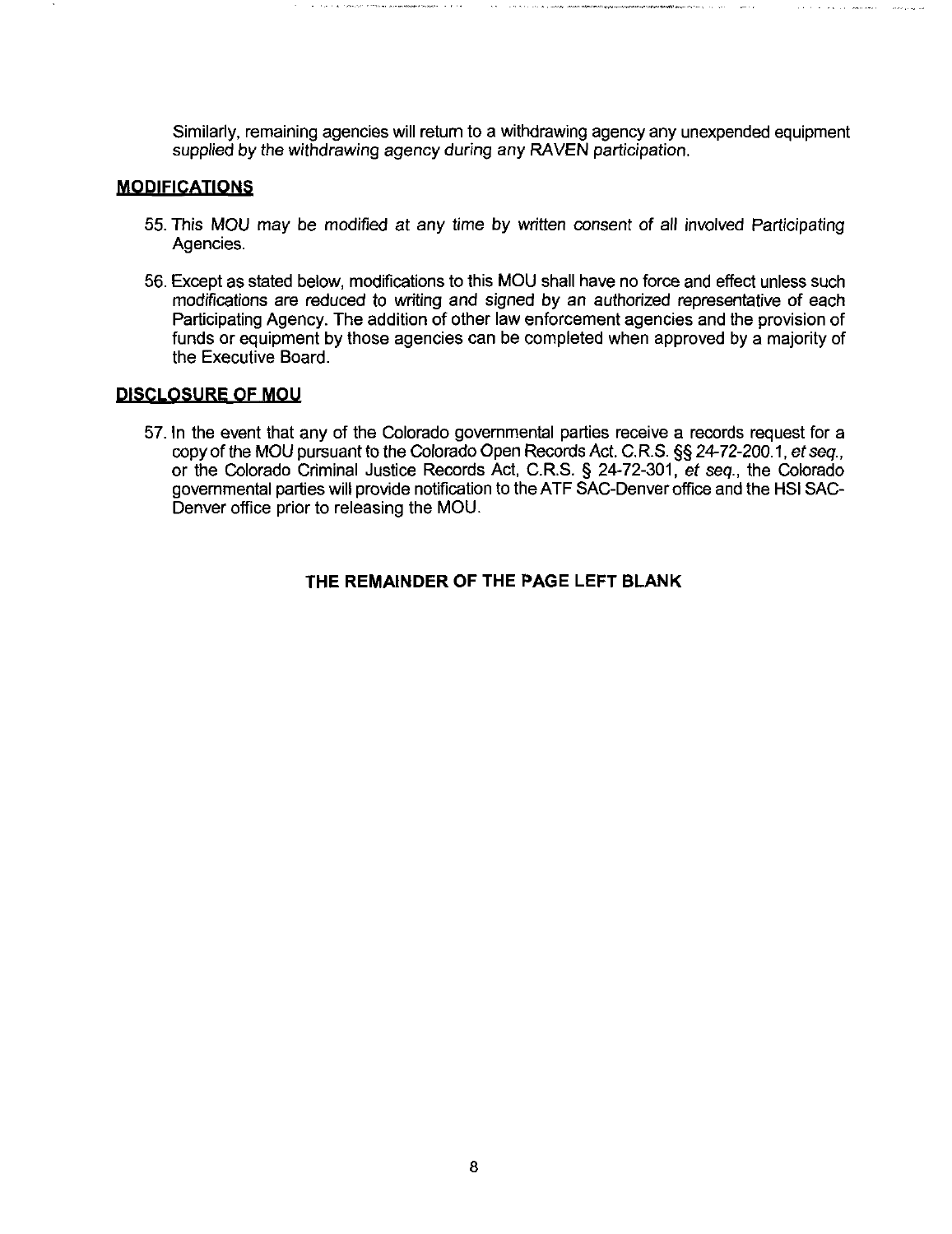Similarly, remaining agencies will return to a withdrawing agency any unexpended equipment supplied by the withdrawing agency during any RAVEN participation.

## MODIFICATIONS

55. This MOU may be modified at any time by written consent of all involved Participating Agencies.

56. Except as stated below, modifications to this MOU shall have no force and effect unless such modifications are reduced to writing and signed by an authorized representative of each Participating Agency. The addition of other law enforcement agencies and the provision of funds or equipment by those agencies can be completed when approved by a majority of the Executive Board.

## DISCLOSURE OF MOU

57. In the event that any of the Colorado governmental parties receive a records request for a copy of the MOU pursuant to the Colorado Open Records Act. C.R.S. §§ 24-72-200.1, *et seq.*, or the Colorado Criminal Justice Records Act, C.R.S. § 24-72-301, *et seq.*, the Colorado governmental parties will provide notification to the ATF SAC-Denver office and the HSI SAC-Denver office prior to releasing the MOU.

**THE REMAINDER OF THE PAGE LEFT BLANK**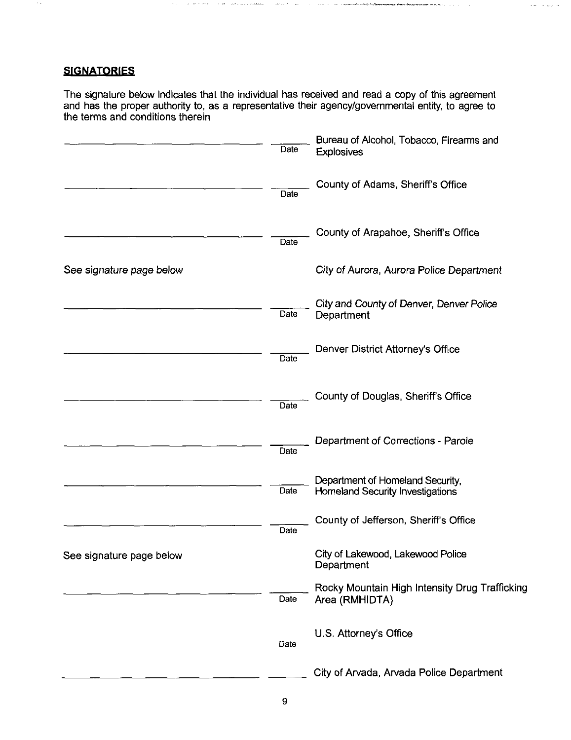**SIGNATORIES**

The signature below indicates that the individual has received and read a copy of this agreement and has the proper authority to, as a representative their agency/governmental entity, to agree to the terms and conditions therein

| | | |
|---|---|---|
| ______________________ | ______ Date | Bureau of Alcohol, Tobacco, Firearms and Explosives |
| ______________________ | ______ Date | County of Adams, Sheriff's Office |
| ______________________ | ______ Date | County of Arapahoe, Sheriff's Office |
| *See signature page below* | | *City of Aurora, Aurora Police Department* |
| ______________________ | ______ Date | *City and County of Denver, Denver Police* Department |
| ______________________ | ______ Date | Denver District Attorney's Office |
| ______________________ | ______ Date | County of Douglas, Sheriff's Office |
| ______________________ | ______ Date | Department of Corrections - Parole |
| ______________________ | ______ Date | Department of Homeland Security, Homeland Security Investigations |
| ______________________ | ______ Date | County of Jefferson, Sheriff's Office |
| See signature page below | | City of Lakewood, Lakewood Police Department |
| ______________________ | ______ Date | Rocky Mountain High Intensity Drug Trafficking Area (RMHIDTA) |
| | Date | U.S. Attorney's Office |
| ______________________ | ______ | City of Arvada, Arvada Police Department |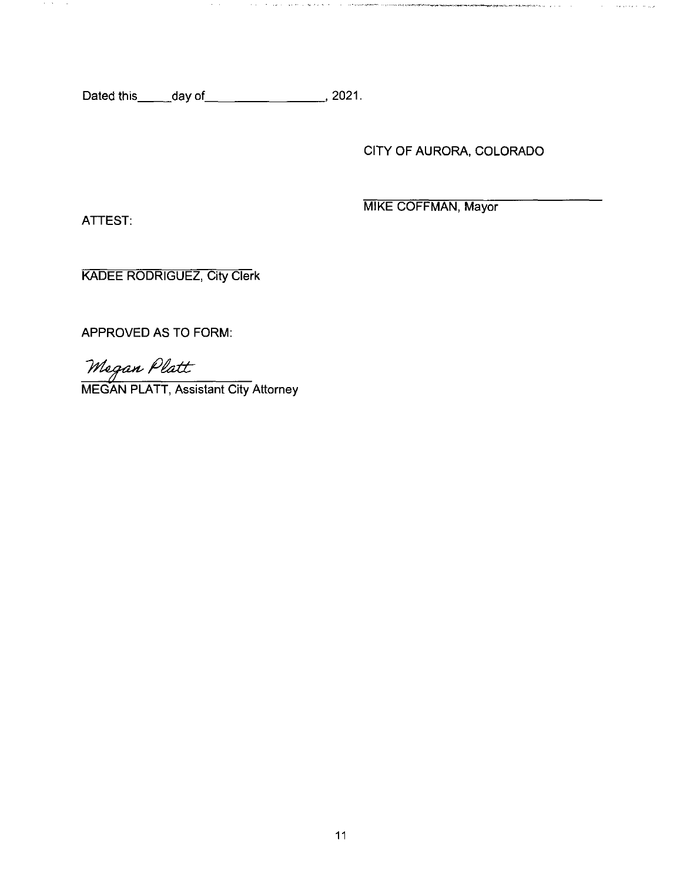Dated this_____day of_________________, 2021.

CITY OF AURORA, COLORADO

______________________________
MIKE COFFMAN, Mayor

ATTEST:

______________________________
KADEE RODRIGUEZ, City Clerk

APPROVED AS TO FORM:

*Megan Platt*
MEGAN PLATT, Assistant City Attorney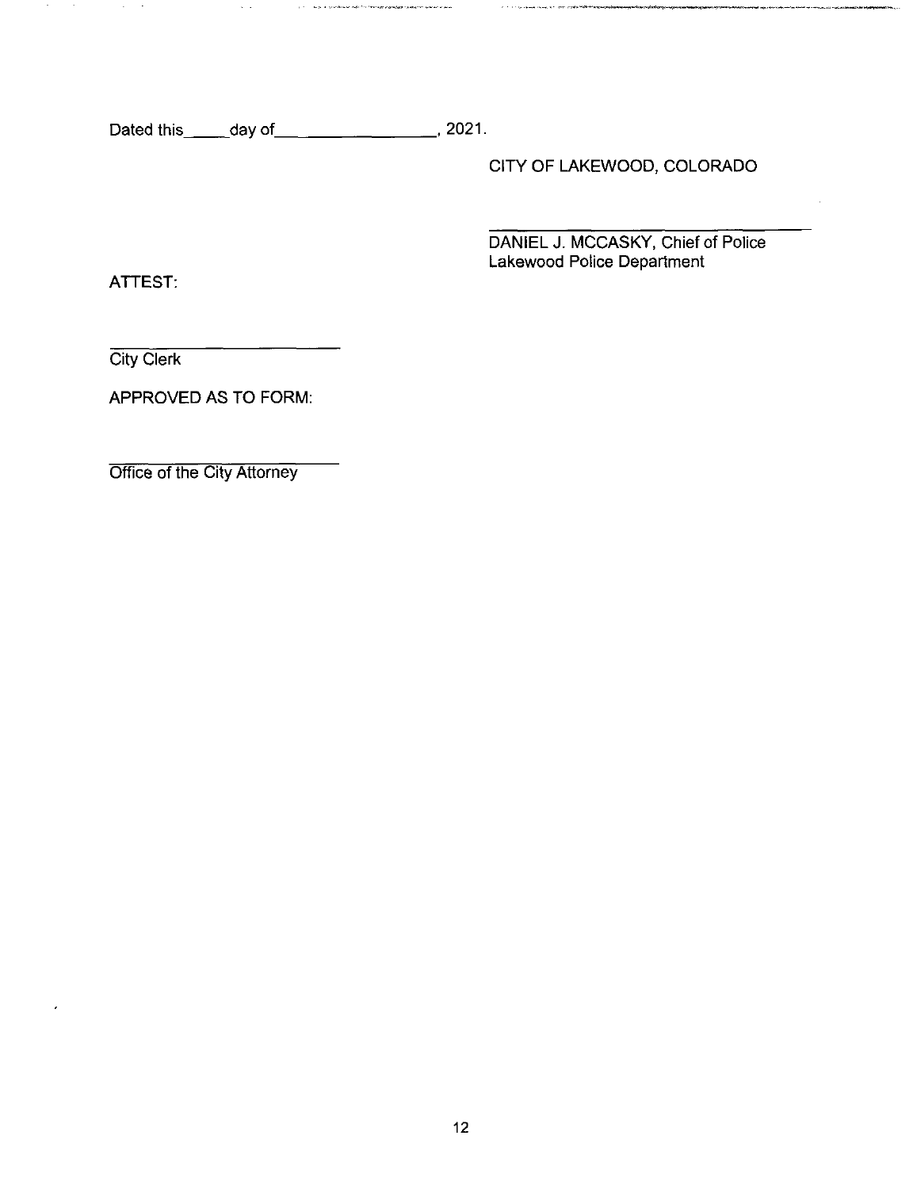Dated this_____day of_________________, 2021.

CITY OF LAKEWOOD, COLORADO

_______________________________

DANIEL J. MCCASKY, Chief of Police
Lakewood Police Department

ATTEST:

_______________________________

City Clerk

APPROVED AS TO FORM:

_______________________________

Office of the City Attorney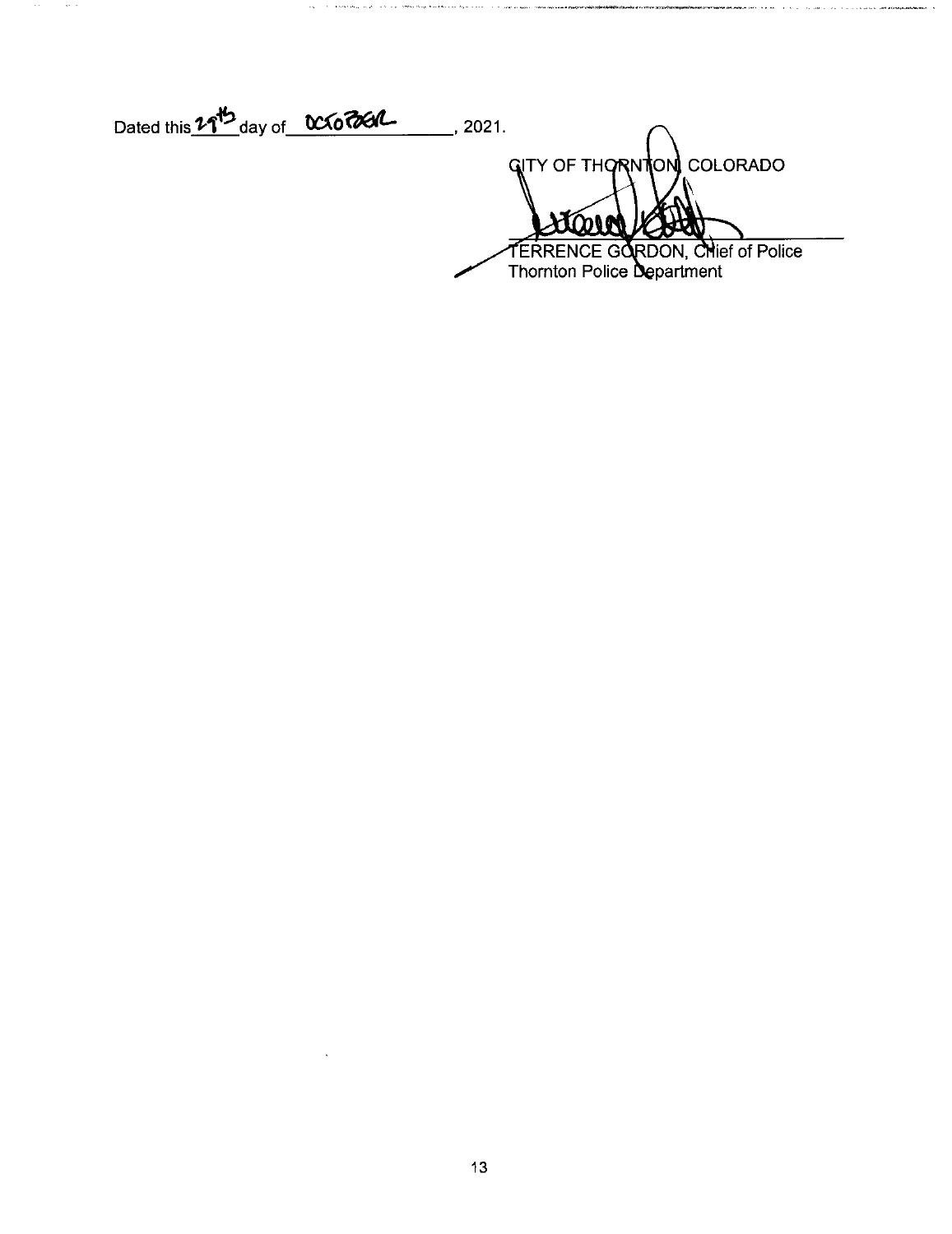Dated this 29th day of OCTOBER, 2021.

CITY OF THORNTON, COLORADO

TERRENCE GORDON, Chief of Police
Thornton Police Department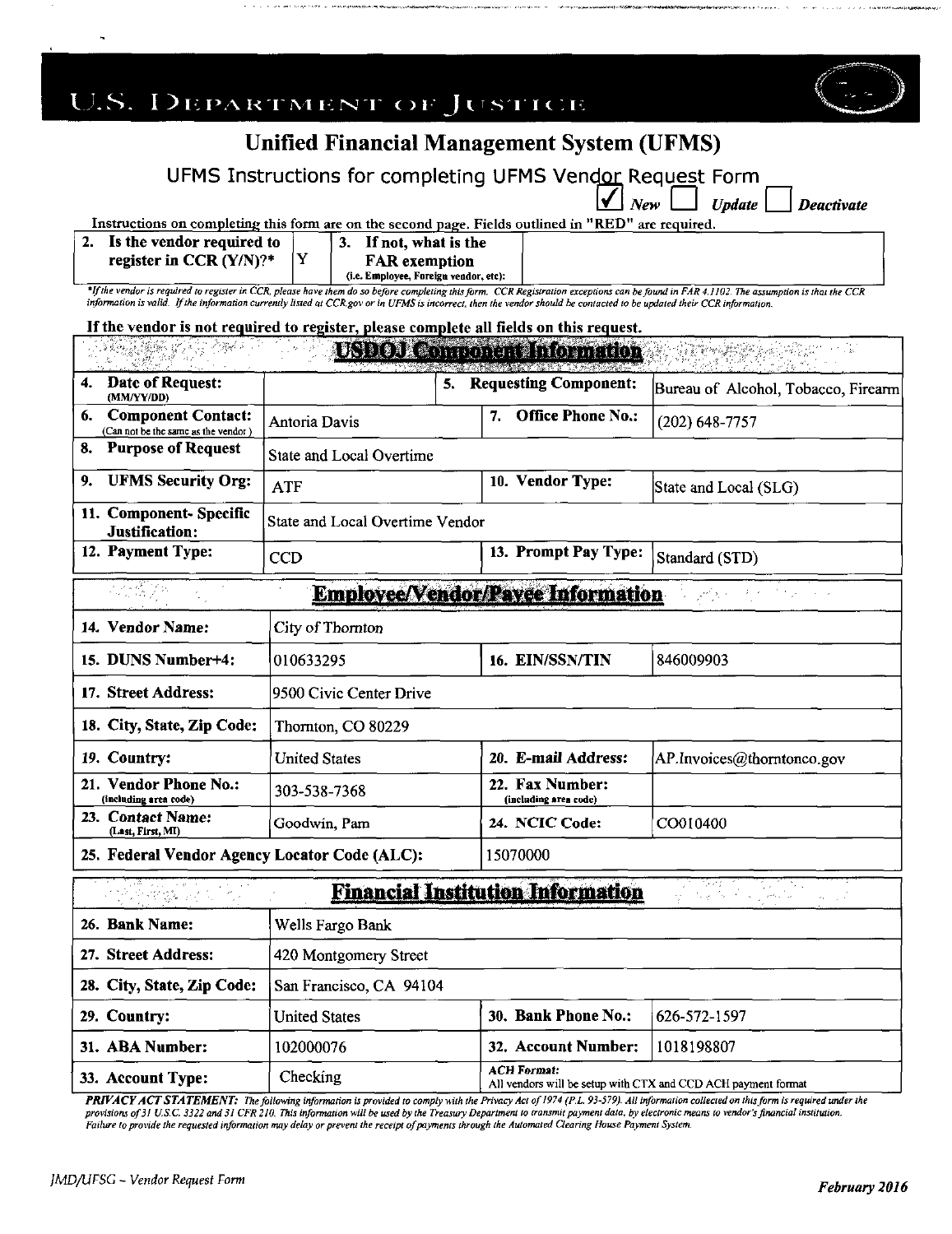# U.S. DEPARTMENT OF JUSTICE

## Unified Financial Management System (UFMS)

### UFMS Instructions for completing UFMS Vendor Request Form

☑ *New* ☐ *Update* ☐ *Deactivate*

Instructions on completing this form are on the second page. Fields outlined in "RED" are required.

| | | | |
|---|---|---|---|
| **2. Is the vendor required to register in CCR (Y/N)?*** | Y | **3. If not, what is the FAR exemption** (i.e. Employee, Foreign vendor, etc): | |

*\*If the vendor is required to register in CCR, please have them do so before completing this form. CCR Registration exceptions can be found in FAR 4.1102. The assumption is that the CCR information is valid. If the information currently listed at CCR.gov or in UFMS is incorrect, then the vendor should be contacted to be updated their CCR information.*

**If the vendor is not required to register, please complete all fields on this request.**

### USDOJ Component Information

| | | | |
|---|---|---|---|
| **4. Date of Request:** (MM/YY/DD) | | **5. Requesting Component:** | Bureau of Alcohol, Tobacco, Firearm |
| **6. Component Contact:** (Can not be the same as the vendor) | Antoria Davis | **7. Office Phone No.:** | (202) 648-7757 |
| **8. Purpose of Request** | State and Local Overtime | | |
| **9. UFMS Security Org:** | ATF | **10. Vendor Type:** | State and Local (SLG) |
| **11. Component- Specific Justification:** | State and Local Overtime Vendor | | |
| **12. Payment Type:** | CCD | **13. Prompt Pay Type:** | Standard (STD) |

### Employee/Vendor/Payee Information

| | | | |
|---|---|---|---|
| **14. Vendor Name:** | City of Thornton | | |
| **15. DUNS Number+4:** | 010633295 | **16. EIN/SSN/TIN** | 846009903 |
| **17. Street Address:** | 9500 Civic Center Drive | | |
| **18. City, State, Zip Code:** | Thornton, CO 80229 | | |
| **19. Country:** | United States | **20. E-mail Address:** | AP.Invoices@thorntonco.gov |
| **21. Vendor Phone No.:** (including area code) | 303-538-7368 | **22. Fax Number:** (including area code) | |
| **23. Contact Name:** (Last, First, MI) | Goodwin, Pam | **24. NCIC Code:** | CO010400 |
| **25. Federal Vendor Agency Locator Code (ALC):** | | 15070000 | |

### Financial Institution Information

| | | | |
|---|---|---|---|
| **26. Bank Name:** | Wells Fargo Bank | | |
| **27. Street Address:** | 420 Montgomery Street | | |
| **28. City, State, Zip Code:** | San Francisco, CA 94104 | | |
| **29. Country:** | United States | **30. Bank Phone No.:** | 626-572-1597 |
| **31. ABA Number:** | 102000076 | **32. Account Number:** | 1018198807 |
| **33. Account Type:** | Checking | ***ACH Format:*** All vendors will be setup with CTX and CCD ACH payment format | |

***PRIVACY ACT STATEMENT:*** *The following information is provided to comply with the Privacy Act of 1974 (P.L. 93-579). All information collected on this form is required under the provisions of 31 U.S.C. 3322 and 31 CFR 210. This information will be used by the Treasury Department to transmit payment data, by electronic means to vendor's financial institution. Failure to provide the requested information may delay or prevent the receipt of payments through the Automated Clearing House Payment System.*

*JMD/UFSG – Vendor Request Form* **February 2016**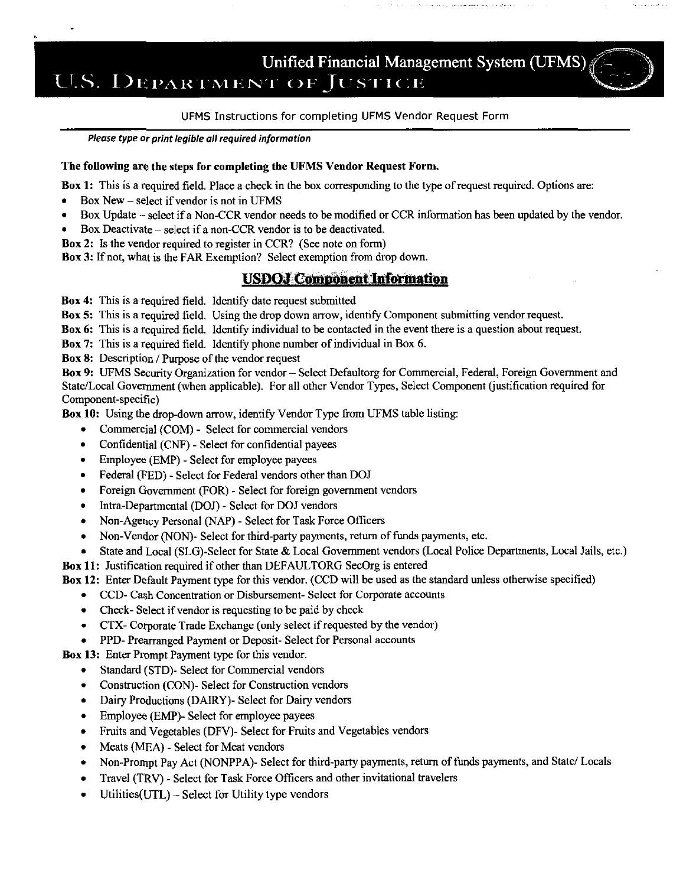# Unified Financial Management System (UFMS)

## U.S. Department of Justice

UFMS Instructions for completing UFMS Vendor Request Form

*Please type or print legible all required information*

**The following are the steps for completing the UFMS Vendor Request Form.**

**Box 1:** This is a required field. Place a check in the box corresponding to the type of request required. Options are:

- Box New – select if vendor is not in UFMS
- Box Update – select if a Non-CCR vendor needs to be modified or CCR information has been updated by the vendor.
- Box Deactivate – select if a non-CCR vendor is to be deactivated.

**Box 2:** Is the vendor required to register in CCR? (See note on form)

**Box 3:** If not, what is the FAR Exemption? Select exemption from drop down.

## USDOJ Component Information

**Box 4:** This is a required field. Identify date request submitted

**Box 5:** This is a required field. Using the drop down arrow, identify Component submitting vendor request.

**Box 6:** This is a required field. Identify individual to be contacted in the event there is a question about request.

**Box 7:** This is a required field. Identify phone number of individual in Box 6.

**Box 8:** Description / Purpose of the vendor request

**Box 9:** UFMS Security Organization for vendor – Select Defaultorg for Commercial, Federal, Foreign Government and State/Local Government (when applicable). For all other Vendor Types, Select Component (justification required for Component-specific)

**Box 10:** Using the drop-down arrow, identify Vendor Type from UFMS table listing:

- Commercial (COM) - Select for commercial vendors
- Confidential (CNF) - Select for confidential payees
- Employee (EMP) - Select for employee payees
- Federal (FED) - Select for Federal vendors other than DOJ
- Foreign Government (FOR) - Select for foreign government vendors
- Intra-Departmental (DOJ) - Select for DOJ vendors
- Non-Agency Personal (NAP) - Select for Task Force Officers
- Non-Vendor (NON)- Select for third-party payments, return of funds payments, etc.
- State and Local (SLG)-Select for State & Local Government vendors (Local Police Departments, Local Jails, etc.)

**Box 11:** Justification required if other than DEFAULTORG SecOrg is entered

**Box 12:** Enter Default Payment type for this vendor. (CCD will be used as the standard unless otherwise specified)

- CCD- Cash Concentration or Disbursement- Select for Corporate accounts
- Check- Select if vendor is requesting to be paid by check
- CTX- Corporate Trade Exchange (only select if requested by the vendor)
- PPD- Prearranged Payment or Deposit- Select for Personal accounts

**Box 13:** Enter Prompt Payment type for this vendor.

- Standard (STD)- Select for Commercial vendors
- Construction (CON)- Select for Construction vendors
- Dairy Productions (DAIRY)- Select for Dairy vendors
- Employee (EMP)- Select for employee payees
- Fruits and Vegetables (DFV)- Select for Fruits and Vegetables vendors
- Meats (MEA) - Select for Meat vendors
- Non-Prompt Pay Act (NONPPA)- Select for third-party payments, return of funds payments, and State/ Locals
- Travel (TRV) - Select for Task Force Officers and other invitational travelers
- Utilities(UTL) – Select for Utility type vendors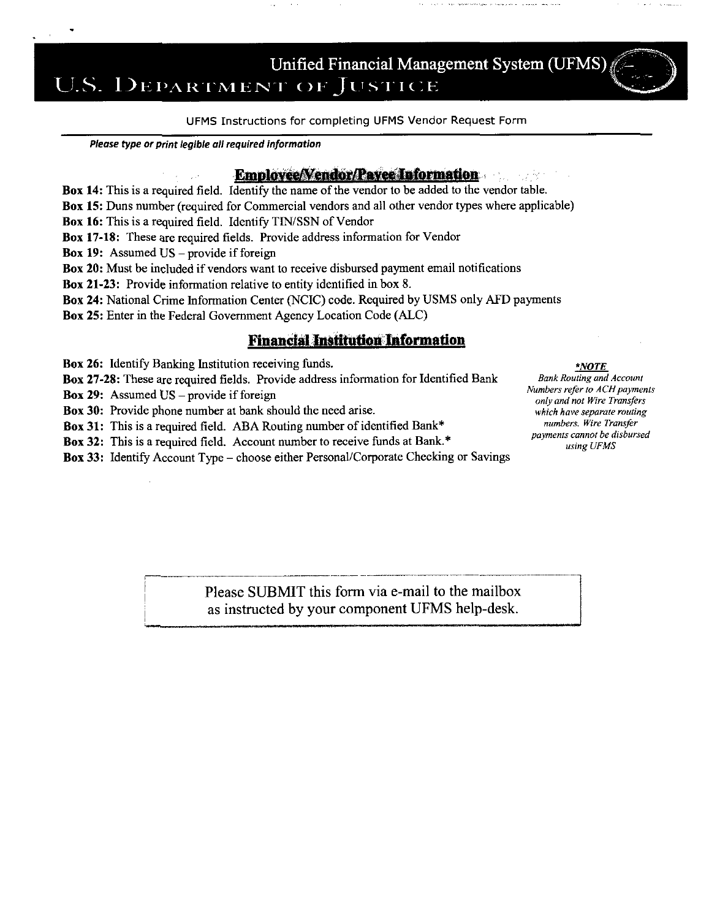# Unified Financial Management System (UFMS)

## U.S. Department of Justice

UFMS Instructions for completing UFMS Vendor Request Form

***Please type or print legible all required information***

## Employee/Vendor/Payee Information

**Box 14:** This is a required field. Identify the name of the vendor to be added to the vendor table.

**Box 15:** Duns number (required for Commercial vendors and all other vendor types where applicable)

**Box 16:** This is a required field. Identify TIN/SSN of Vendor

**Box 17-18:** These are required fields. Provide address information for Vendor

**Box 19:** Assumed US – provide if foreign

**Box 20:** Must be included if vendors want to receive disbursed payment email notifications

**Box 21-23:** Provide information relative to entity identified in box 8.

**Box 24:** National Crime Information Center (NCIC) code. Required by USMS only AFD payments

**Box 25:** Enter in the Federal Government Agency Location Code (ALC)

## Financial Institution Information

**Box 26:** Identify Banking Institution receiving funds.

**Box 27-28:** These are required fields. Provide address information for Identified Bank

**Box 29:** Assumed US – provide if foreign

**Box 30:** Provide phone number at bank should the need arise.

**Box 31:** This is a required field. ABA Routing number of identified Bank*

**Box 32:** This is a required field. Account number to receive funds at Bank.*

**Box 33:** Identify Account Type – choose either Personal/Corporate Checking or Savings

***NOTE***

*Bank Routing and Account Numbers refer to ACH payments only and not Wire Transfers which have separate routing numbers. Wire Transfer payments cannot be disbursed using UFMS*

Please SUBMIT this form via e-mail to the mailbox as instructed by your component UFMS help-desk.